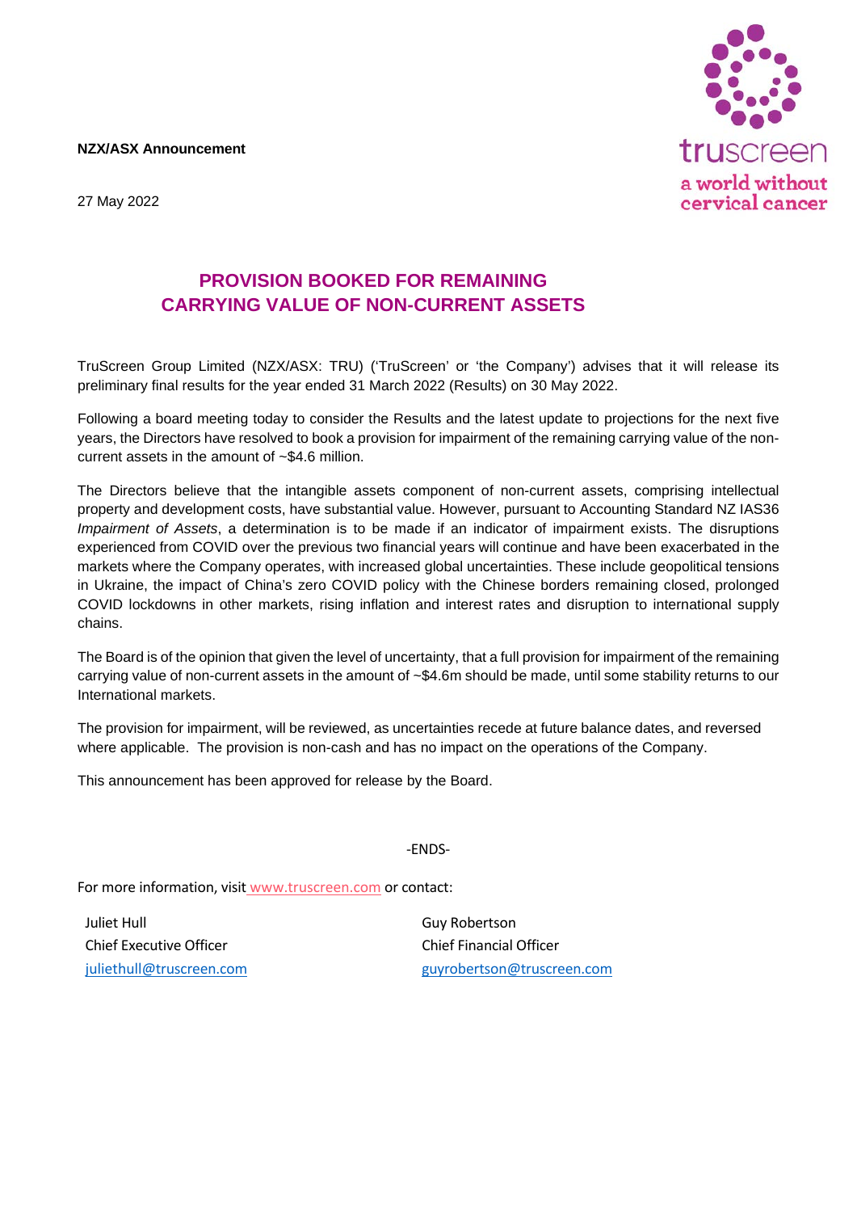**NZX/ASX Announcement**

27 May 2022

truscreen
a world without cervical cancer

# PROVISION BOOKED FOR REMAINING CARRYING VALUE OF NON-CURRENT ASSETS

TruScreen Group Limited (NZX/ASX: TRU) ('TruScreen' or 'the Company') advises that it will release its preliminary final results for the year ended 31 March 2022 (Results) on 30 May 2022.

Following a board meeting today to consider the Results and the latest update to projections for the next five years, the Directors have resolved to book a provision for impairment of the remaining carrying value of the non-current assets in the amount of ~$4.6 million.

The Directors believe that the intangible assets component of non-current assets, comprising intellectual property and development costs, have substantial value. However, pursuant to Accounting Standard NZ IAS36 *Impairment of Assets*, a determination is to be made if an indicator of impairment exists. The disruptions experienced from COVID over the previous two financial years will continue and have been exacerbated in the markets where the Company operates, with increased global uncertainties. These include geopolitical tensions in Ukraine, the impact of China's zero COVID policy with the Chinese borders remaining closed, prolonged COVID lockdowns in other markets, rising inflation and interest rates and disruption to international supply chains.

The Board is of the opinion that given the level of uncertainty, that a full provision for impairment of the remaining carrying value of non-current assets in the amount of ~$4.6m should be made, until some stability returns to our International markets.

The provision for impairment, will be reviewed, as uncertainties recede at future balance dates, and reversed where applicable. The provision is non-cash and has no impact on the operations of the Company.

This announcement has been approved for release by the Board.

-ENDS-

For more information, visit www.truscreen.com or contact:

Juliet Hull
Chief Executive Officer
juliethull@truscreen.com

Guy Robertson
Chief Financial Officer
guyrobertson@truscreen.com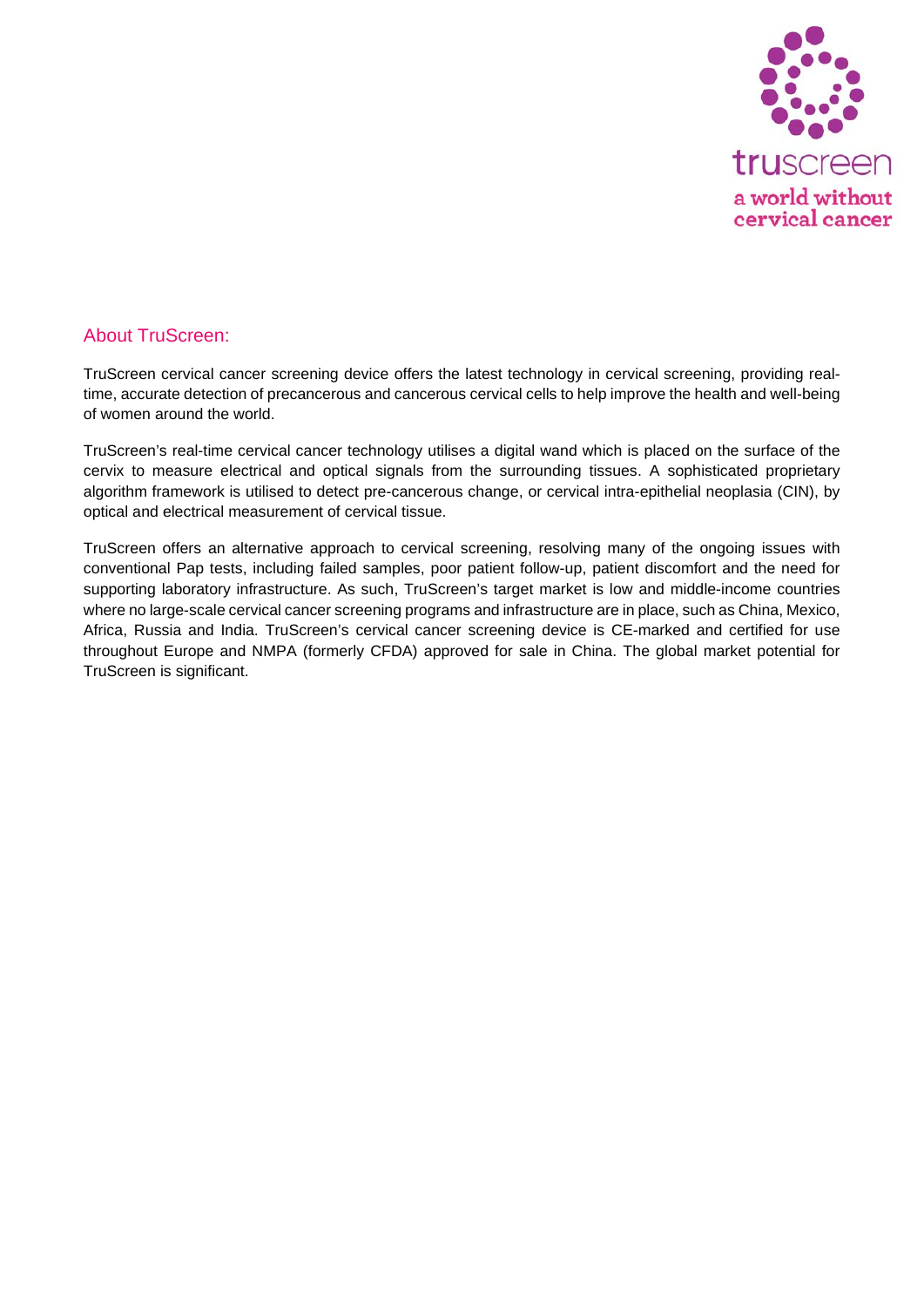## About TruScreen:

TruScreen cervical cancer screening device offers the latest technology in cervical screening, providing real-time, accurate detection of precancerous and cancerous cervical cells to help improve the health and well-being of women around the world.

TruScreen's real-time cervical cancer technology utilises a digital wand which is placed on the surface of the cervix to measure electrical and optical signals from the surrounding tissues. A sophisticated proprietary algorithm framework is utilised to detect pre-cancerous change, or cervical intra-epithelial neoplasia (CIN), by optical and electrical measurement of cervical tissue.

TruScreen offers an alternative approach to cervical screening, resolving many of the ongoing issues with conventional Pap tests, including failed samples, poor patient follow-up, patient discomfort and the need for supporting laboratory infrastructure. As such, TruScreen's target market is low and middle-income countries where no large-scale cervical cancer screening programs and infrastructure are in place, such as China, Mexico, Africa, Russia and India. TruScreen's cervical cancer screening device is CE-marked and certified for use throughout Europe and NMPA (formerly CFDA) approved for sale in China. The global market potential for TruScreen is significant.